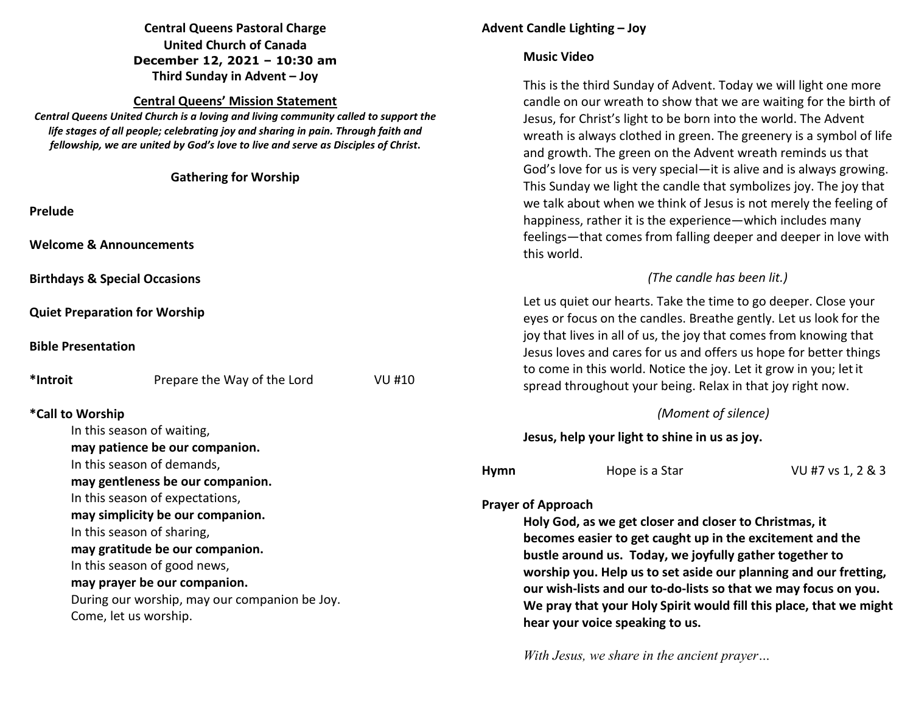**Central Queens Pastoral Charge**
**United Church of Canada**
**December 12, 2021 – 10:30 am**
**Third Sunday in Advent – Joy**

## Central Queens' Mission Statement

***Central Queens United Church is a loving and living community called to support the life stages of all people; celebrating joy and sharing in pain. Through faith and fellowship, we are united by God's love to live and serve as Disciples of Christ.***

### Gathering for Worship

**Prelude**

**Welcome & Announcements**

**Birthdays & Special Occasions**

**Quiet Preparation for Worship**

**Bible Presentation**

**\*Introit** Prepare the Way of the Lord VU #10

**\*Call to Worship**

In this season of waiting,
**may patience be our companion.**
In this season of demands,
**may gentleness be our companion.**
In this season of expectations,
**may simplicity be our companion.**
In this season of sharing,
**may gratitude be our companion.**
In this season of good news,
**may prayer be our companion.**
During our worship, may our companion be Joy.
Come, let us worship.

**Advent Candle Lighting – Joy**

**Music Video**

This is the third Sunday of Advent. Today we will light one more candle on our wreath to show that we are waiting for the birth of Jesus, for Christ's light to be born into the world. The Advent wreath is always clothed in green. The greenery is a symbol of life and growth. The green on the Advent wreath reminds us that God's love for us is very special—it is alive and is always growing. This Sunday we light the candle that symbolizes joy. The joy that we talk about when we think of Jesus is not merely the feeling of happiness, rather it is the experience—which includes many feelings—that comes from falling deeper and deeper in love with this world.

*(The candle has been lit.)*

Let us quiet our hearts. Take the time to go deeper. Close your eyes or focus on the candles. Breathe gently. Let us look for the joy that lives in all of us, the joy that comes from knowing that Jesus loves and cares for us and offers us hope for better things to come in this world. Notice the joy. Let it grow in you; let it spread throughout your being. Relax in that joy right now.

*(Moment of silence)*

**Jesus, help your light to shine in us as joy.**

**Hymn** Hope is a Star VU #7 vs 1, 2 & 3

**Prayer of Approach**

**Holy God, as we get closer and closer to Christmas, it becomes easier to get caught up in the excitement and the bustle around us. Today, we joyfully gather together to worship you. Help us to set aside our planning and our fretting, our wish-lists and our to-do-lists so that we may focus on you. We pray that your Holy Spirit would fill this place, that we might hear your voice speaking to us.**

*With Jesus, we share in the ancient prayer…*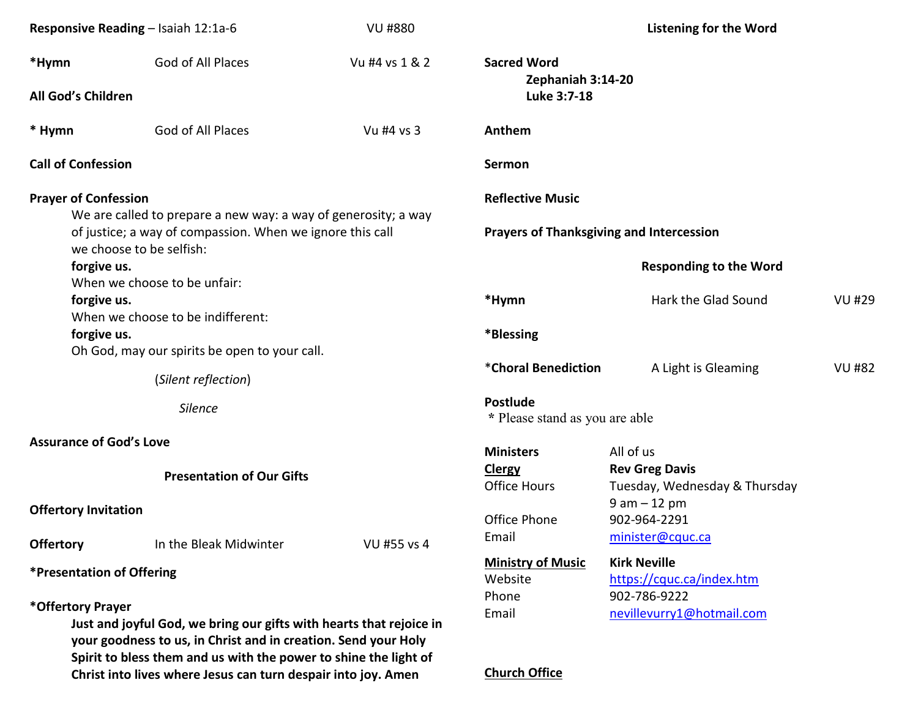**Responsive Reading** – Isaiah 12:1a-6 VU #880

***Hymn** God of All Places Vu #4 vs 1 & 2

**All God's Children**

*** Hymn** God of All Places Vu #4 vs 3

**Call of Confession**

**Prayer of Confession**

We are called to prepare a new way: a way of generosity; a way of justice; a way of compassion. When we ignore this call we choose to be selfish:
**forgive us.**
When we choose to be unfair:
**forgive us.**
When we choose to be indifferent:
**forgive us.**
Oh God, may our spirits be open to your call.

(*Silent reflection*)

*Silence*

**Assurance of God's Love**

**Presentation of Our Gifts**

**Offertory Invitation**

**Offertory** In the Bleak Midwinter VU #55 vs 4

***Presentation of Offering**

***Offertory Prayer**

**Just and joyful God, we bring our gifts with hearts that rejoice in your goodness to us, in Christ and in creation. Send your Holy Spirit to bless them and us with the power to shine the light of Christ into lives where Jesus can turn despair into joy. Amen**

**Listening for the Word**

**Sacred Word**

**Zephaniah 3:14-20**
**Luke 3:7-18**

**Anthem**

**Sermon**

**Reflective Music**

**Prayers of Thanksgiving and Intercession**

**Responding to the Word**

***Hymn** Hark the Glad Sound VU #29

***Blessing**

***Choral Benediction** A Light is Gleaming VU #82

**Postlude**

* Please stand as you are able

| | |
|---|---|
| **Ministers** | All of us |
| **Clergy** | **Rev Greg Davis** |
| Office Hours | Tuesday, Wednesday & Thursday 9 am – 12 pm |
| Office Phone | 902-964-2291 |
| Email | minister@cquc.ca |
| **Ministry of Music** | **Kirk Neville** |
| Website | https://cquc.ca/index.htm |
| Phone | 902-786-9222 |
| Email | nevillevurry1@hotmail.com |

**Church Office**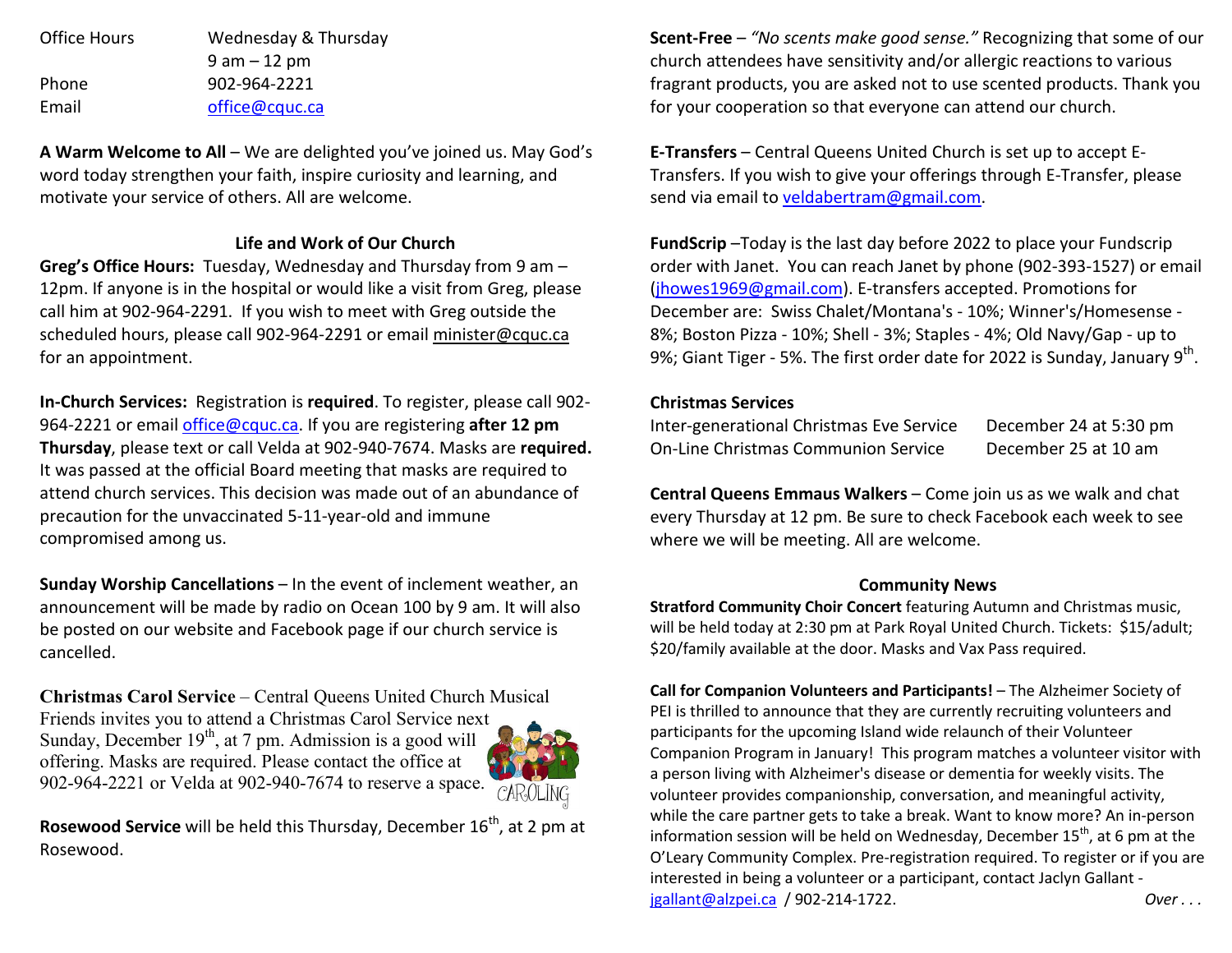| | |
|---|---|
| Office Hours | Wednesday & Thursday<br>9 am – 12 pm |
| Phone | 902-964-2221 |
| Email | office@cquc.ca |

**A Warm Welcome to All** – We are delighted you've joined us. May God's word today strengthen your faith, inspire curiosity and learning, and motivate your service of others. All are welcome.

## Life and Work of Our Church

**Greg's Office Hours:** Tuesday, Wednesday and Thursday from 9 am – 12pm. If anyone is in the hospital or would like a visit from Greg, please call him at 902-964-2291. If you wish to meet with Greg outside the scheduled hours, please call 902-964-2291 or email minister@cquc.ca for an appointment.

**In-Church Services:** Registration is **required**. To register, please call 902-964-2221 or email office@cquc.ca. If you are registering **after 12 pm Thursday**, please text or call Velda at 902-940-7674. Masks are **required.** It was passed at the official Board meeting that masks are required to attend church services. This decision was made out of an abundance of precaution for the unvaccinated 5-11-year-old and immune compromised among us.

**Sunday Worship Cancellations** – In the event of inclement weather, an announcement will be made by radio on Ocean 100 by 9 am. It will also be posted on our website and Facebook page if our church service is cancelled.

**Christmas Carol Service** – Central Queens United Church Musical Friends invites you to attend a Christmas Carol Service next Sunday, December 19th, at 7 pm. Admission is a good will offering. Masks are required. Please contact the office at 902-964-2221 or Velda at 902-940-7674 to reserve a space.

**Rosewood Service** will be held this Thursday, December 16th, at 2 pm at Rosewood.

**Scent-Free** – *"No scents make good sense."* Recognizing that some of our church attendees have sensitivity and/or allergic reactions to various fragrant products, you are asked not to use scented products. Thank you for your cooperation so that everyone can attend our church.

**E-Transfers** – Central Queens United Church is set up to accept E-Transfers. If you wish to give your offerings through E-Transfer, please send via email to veldabertram@gmail.com.

**FundScrip** –Today is the last day before 2022 to place your Fundscrip order with Janet. You can reach Janet by phone (902-393-1527) or email (jhowes1969@gmail.com). E-transfers accepted. Promotions for December are: Swiss Chalet/Montana's - 10%; Winner's/Homesense - 8%; Boston Pizza - 10%; Shell - 3%; Staples - 4%; Old Navy/Gap - up to 9%; Giant Tiger - 5%. The first order date for 2022 is Sunday, January 9th.

**Christmas Services**

| | |
|---|---|
| Inter-generational Christmas Eve Service | December 24 at 5:30 pm |
| On-Line Christmas Communion Service | December 25 at 10 am |

**Central Queens Emmaus Walkers** – Come join us as we walk and chat every Thursday at 12 pm. Be sure to check Facebook each week to see where we will be meeting. All are welcome.

## Community News

**Stratford Community Choir Concert** featuring Autumn and Christmas music, will be held today at 2:30 pm at Park Royal United Church. Tickets: $15/adult; $20/family available at the door. Masks and Vax Pass required.

**Call for Companion Volunteers and Participants!** – The Alzheimer Society of PEI is thrilled to announce that they are currently recruiting volunteers and participants for the upcoming Island wide relaunch of their Volunteer Companion Program in January! This program matches a volunteer visitor with a person living with Alzheimer's disease or dementia for weekly visits. The volunteer provides companionship, conversation, and meaningful activity, while the care partner gets to take a break. Want to know more? An in-person information session will be held on Wednesday, December 15th, at 6 pm at the O'Leary Community Complex. Pre-registration required. To register or if you are interested in being a volunteer or a participant, contact Jaclyn Gallant - jgallant@alzpei.ca / 902-214-1722.

*Over . . .*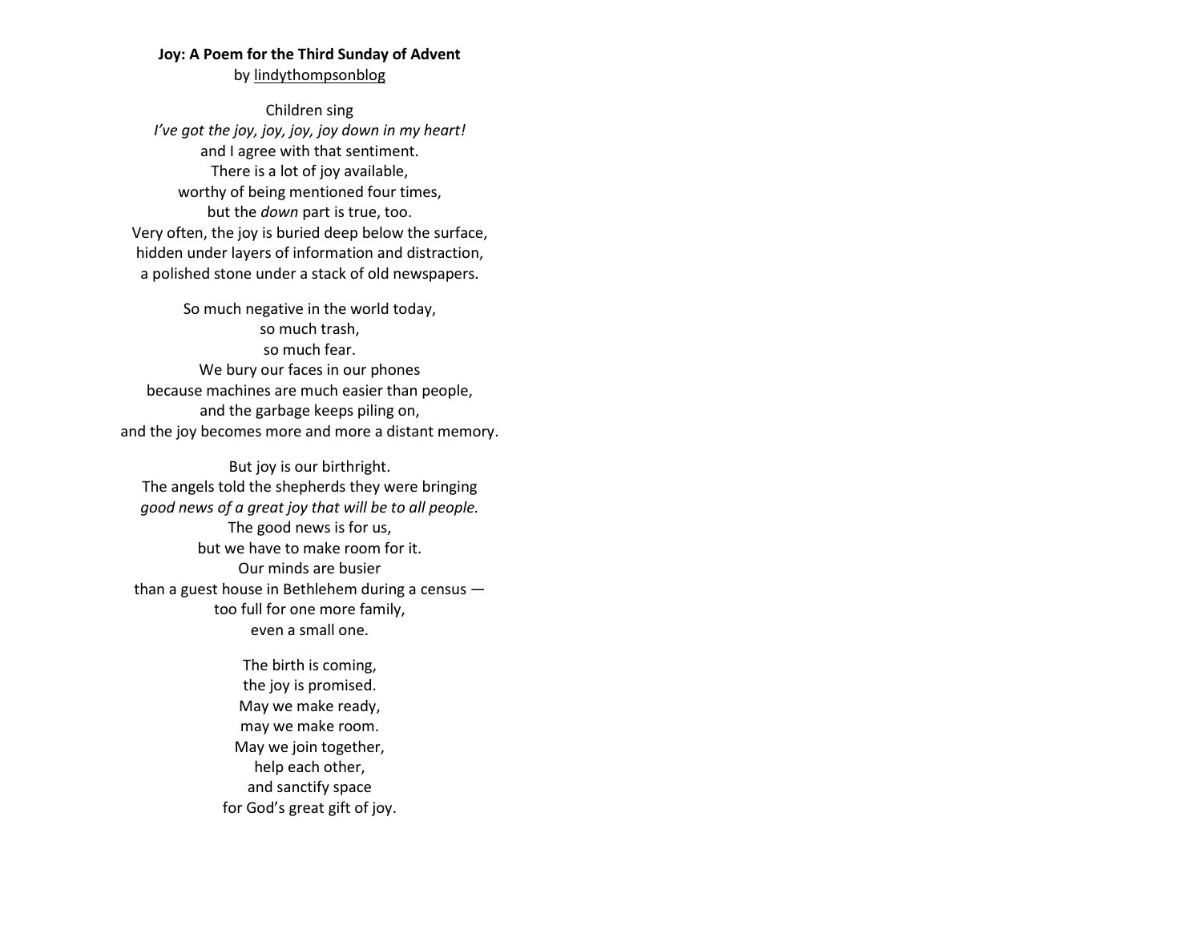**Joy: A Poem for the Third Sunday of Advent**
by lindythompsonblog

Children sing
*I've got the joy, joy, joy, joy down in my heart!*
and I agree with that sentiment.
There is a lot of joy available,
worthy of being mentioned four times,
but the *down* part is true, too.
Very often, the joy is buried deep below the surface,
hidden under layers of information and distraction,
a polished stone under a stack of old newspapers.

So much negative in the world today,
so much trash,
so much fear.
We bury our faces in our phones
because machines are much easier than people,
and the garbage keeps piling on,
and the joy becomes more and more a distant memory.

But joy is our birthright.
The angels told the shepherds they were bringing
*good news of a great joy that will be to all people.*
The good news is for us,
but we have to make room for it.
Our minds are busier
than a guest house in Bethlehem during a census —
too full for one more family,
even a small one.

The birth is coming,
the joy is promised.
May we make ready,
may we make room.
May we join together,
help each other,
and sanctify space
for God's great gift of joy.